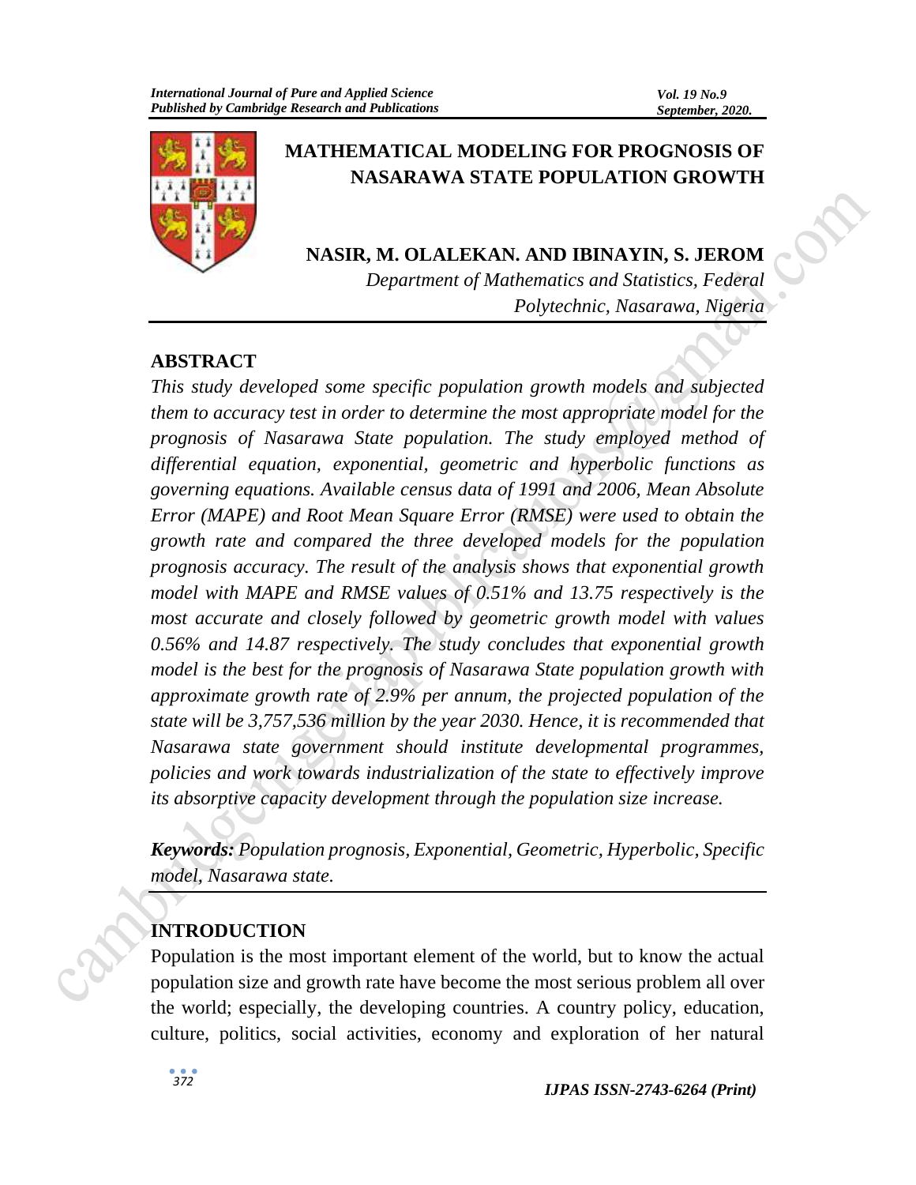# MATHEMATICAL MODELING FOR PROGNOSIS OF NASARAWA STATE POPULATION GROWTH

**NASIR, M. OLALEKAN. AND IBINAYIN, S. JEROM**

*Department of Mathematics and Statistics, Federal Polytechnic, Nasarawa, Nigeria*

## ABSTRACT

*This study developed some specific population growth models and subjected them to accuracy test in order to determine the most appropriate model for the prognosis of Nasarawa State population. The study employed method of differential equation, exponential, geometric and hyperbolic functions as governing equations. Available census data of 1991 and 2006, Mean Absolute Error (MAPE) and Root Mean Square Error (RMSE) were used to obtain the growth rate and compared the three developed models for the population prognosis accuracy. The result of the analysis shows that exponential growth model with MAPE and RMSE values of 0.51% and 13.75 respectively is the most accurate and closely followed by geometric growth model with values 0.56% and 14.87 respectively. The study concludes that exponential growth model is the best for the prognosis of Nasarawa State population growth with approximate growth rate of 2.9% per annum, the projected population of the state will be 3,757,536 million by the year 2030. Hence, it is recommended that Nasarawa state government should institute developmental programmes, policies and work towards industrialization of the state to effectively improve its absorptive capacity development through the population size increase.*

***Keywords:*** *Population prognosis, Exponential, Geometric, Hyperbolic, Specific model, Nasarawa state.*

## INTRODUCTION

Population is the most important element of the world, but to know the actual population size and growth rate have become the most serious problem all over the world; especially, the developing countries. A country policy, education, culture, politics, social activities, economy and exploration of her natural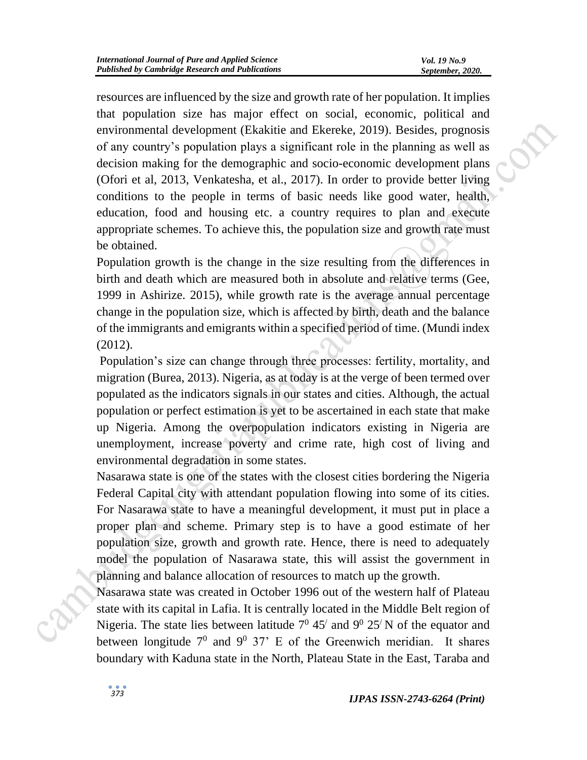resources are influenced by the size and growth rate of her population. It implies that population size has major effect on social, economic, political and environmental development (Ekakitie and Ekereke, 2019). Besides, prognosis of any country's population plays a significant role in the planning as well as decision making for the demographic and socio-economic development plans (Ofori et al, 2013, Venkatesha, et al., 2017). In order to provide better living conditions to the people in terms of basic needs like good water, health, education, food and housing etc. a country requires to plan and execute appropriate schemes. To achieve this, the population size and growth rate must be obtained.

Population growth is the change in the size resulting from the differences in birth and death which are measured both in absolute and relative terms (Gee, 1999 in Ashirize. 2015), while growth rate is the average annual percentage change in the population size, which is affected by birth, death and the balance of the immigrants and emigrants within a specified period of time. (Mundi index (2012).

Population's size can change through three processes: fertility, mortality, and migration (Burea, 2013). Nigeria, as at today is at the verge of been termed over populated as the indicators signals in our states and cities. Although, the actual population or perfect estimation is yet to be ascertained in each state that make up Nigeria. Among the overpopulation indicators existing in Nigeria are unemployment, increase poverty and crime rate, high cost of living and environmental degradation in some states.

Nasarawa state is one of the states with the closest cities bordering the Nigeria Federal Capital city with attendant population flowing into some of its cities. For Nasarawa state to have a meaningful development, it must put in place a proper plan and scheme. Primary step is to have a good estimate of her population size, growth and growth rate. Hence, there is need to adequately model the population of Nasarawa state, this will assist the government in planning and balance allocation of resources to match up the growth.

Nasarawa state was created in October 1996 out of the western half of Plateau state with its capital in Lafia. It is centrally located in the Middle Belt region of Nigeria. The state lies between latitude $7^0$ $45^/$ and $9^0$ $25^/$ N of the equator and between longitude $7^0$ and $9^0$ 37' E of the Greenwich meridian. It shares boundary with Kaduna state in the North, Plateau State in the East, Taraba and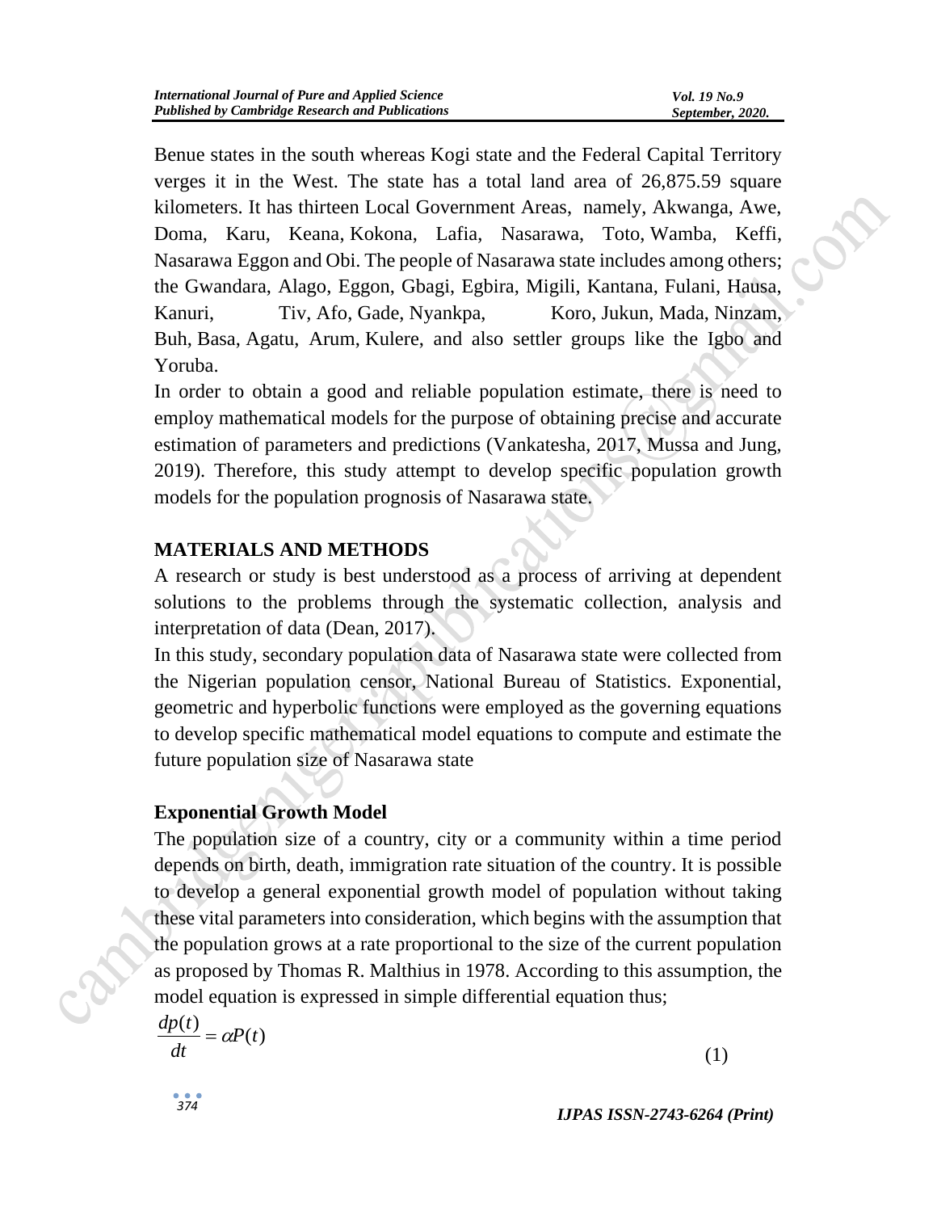Benue states in the south whereas Kogi state and the Federal Capital Territory verges it in the West. The state has a total land area of 26,875.59 square kilometers. It has thirteen Local Government Areas, namely, Akwanga, Awe, Doma, Karu, Keana, Kokona, Lafia, Nasarawa, Toto, Wamba, Keffi, Nasarawa Eggon and Obi. The people of Nasarawa state includes among others; the Gwandara, Alago, Eggon, Gbagi, Egbira, Migili, Kantana, Fulani, Hausa, Kanuri, Tiv, Afo, Gade, Nyankpa, Koro, Jukun, Mada, Ninzam, Buh, Basa, Agatu, Arum, Kulere, and also settler groups like the Igbo and Yoruba.

In order to obtain a good and reliable population estimate, there is need to employ mathematical models for the purpose of obtaining precise and accurate estimation of parameters and predictions (Vankatesha, 2017, Mussa and Jung, 2019). Therefore, this study attempt to develop specific population growth models for the population prognosis of Nasarawa state.

## MATERIALS AND METHODS

A research or study is best understood as a process of arriving at dependent solutions to the problems through the systematic collection, analysis and interpretation of data (Dean, 2017).

In this study, secondary population data of Nasarawa state were collected from the Nigerian population censor, National Bureau of Statistics. Exponential, geometric and hyperbolic functions were employed as the governing equations to develop specific mathematical model equations to compute and estimate the future population size of Nasarawa state

### Exponential Growth Model

The population size of a country, city or a community within a time period depends on birth, death, immigration rate situation of the country. It is possible to develop a general exponential growth model of population without taking these vital parameters into consideration, which begins with the assumption that the population grows at a rate proportional to the size of the current population as proposed by Thomas R. Malthius in 1978. According to this assumption, the model equation is expressed in simple differential equation thus;

$$\frac{dp(t)}{dt} = \alpha P(t) \tag{1}$$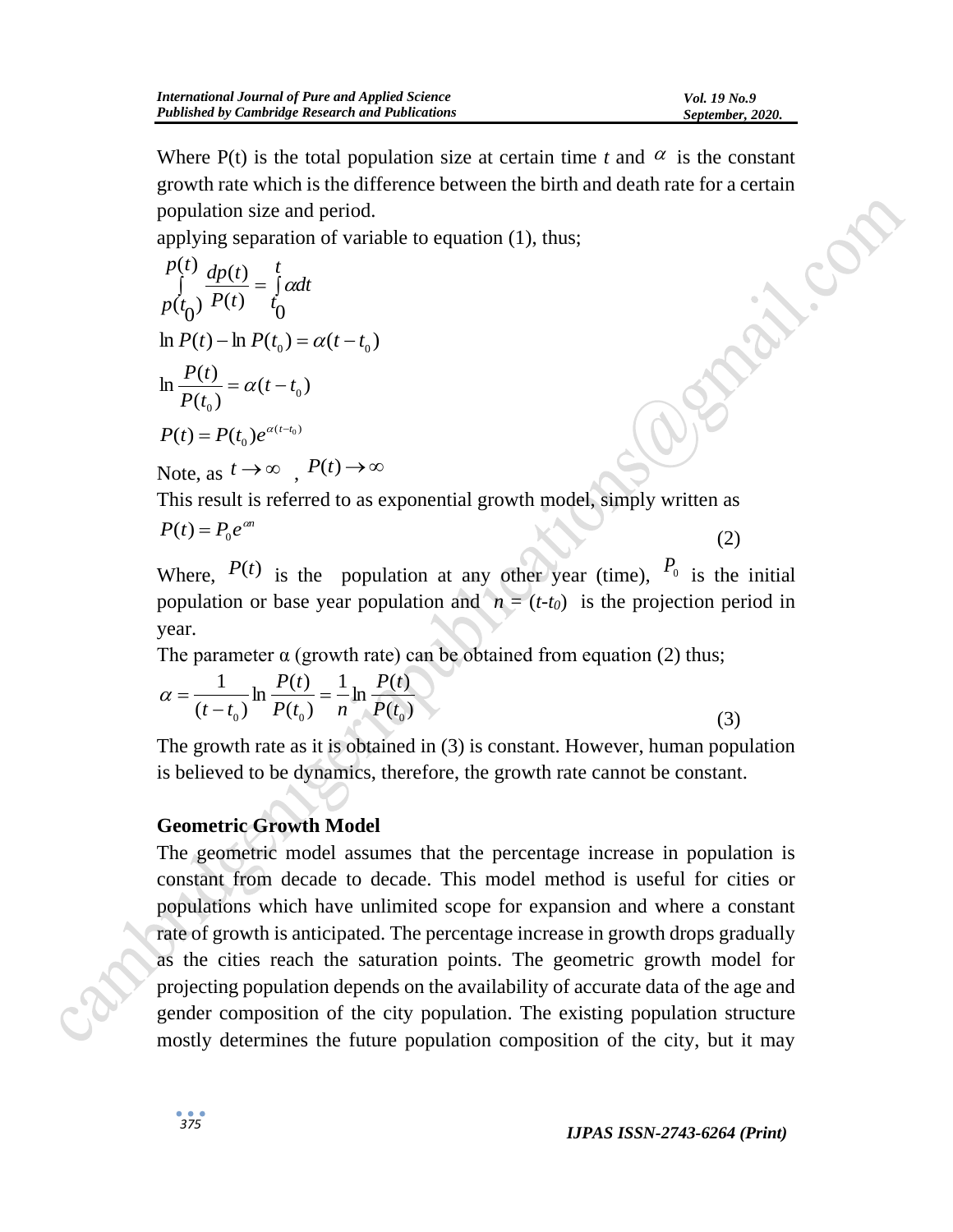Where P(t) is the total population size at certain time $t$ and $\alpha$ is the constant growth rate which is the difference between the birth and death rate for a certain population size and period.

applying separation of variable to equation (1), thus;

$$\int_{p(t_0)}^{p(t)} \frac{dp(t)}{P(t)} = \int_{t_0}^{t} \alpha dt$$

$$\ln P(t) - \ln P(t_0) = \alpha(t - t_0)$$

$$\ln \frac{P(t)}{P(t_0)} = \alpha(t - t_0)$$

$$P(t) = P(t_0)e^{\alpha(t-t_0)}$$

Note, as $t \to \infty$ , $P(t) \to \infty$

This result is referred to as exponential growth model, simply written as

$$P(t) = P_0 e^{\alpha n} \tag{2}$$

Where, $P(t)$ is the population at any other year (time), $P_0$ is the initial population or base year population and $n = (t - t_0)$ is the projection period in year.

The parameter α (growth rate) can be obtained from equation (2) thus;

$$\alpha = \frac{1}{(t - t_0)} \ln \frac{P(t)}{P(t_0)} = \frac{1}{n} \ln \frac{P(t)}{P(t_0)} \tag{3}$$

The growth rate as it is obtained in (3) is constant. However, human population is believed to be dynamics, therefore, the growth rate cannot be constant.

### Geometric Growth Model

The geometric model assumes that the percentage increase in population is constant from decade to decade. This model method is useful for cities or populations which have unlimited scope for expansion and where a constant rate of growth is anticipated. The percentage increase in growth drops gradually as the cities reach the saturation points. The geometric growth model for projecting population depends on the availability of accurate data of the age and gender composition of the city population. The existing population structure mostly determines the future population composition of the city, but it may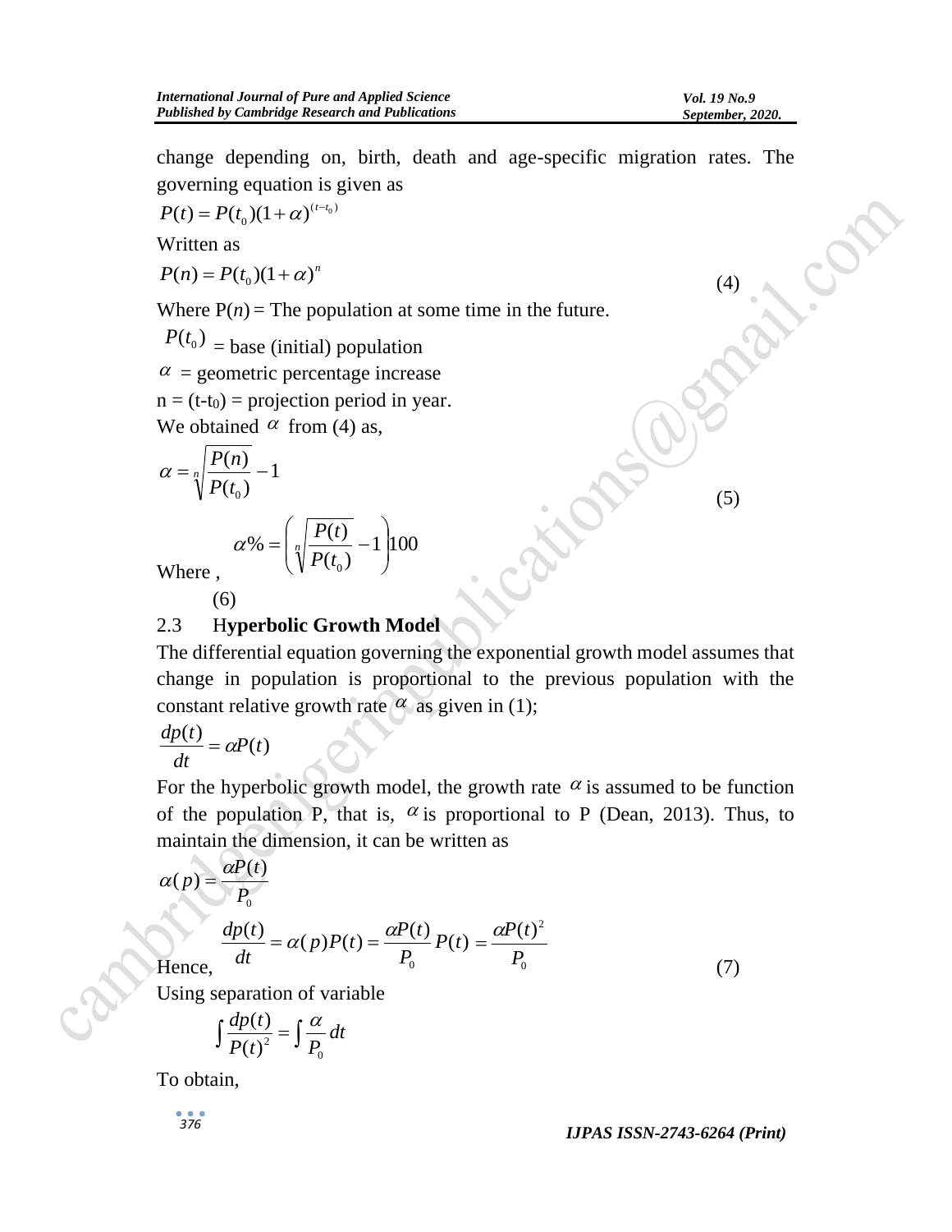change depending on, birth, death and age-specific migration rates. The governing equation is given as

$$P(t) = P(t_0)(1+\alpha)^{(t-t_0)}$$

Written as

$$P(n) = P(t_0)(1+\alpha)^{n} \tag{4}$$

Where $P(n)$ = The population at some time in the future.

$P(t_0)$ = base (initial) population

$\alpha$ = geometric percentage increase

n = (t-t$_0$) = projection period in year.

We obtained $\alpha$ from (4) as,

$$\alpha = \sqrt[n]{\frac{P(n)}{P(t_0)}} - 1 \tag{5}$$

Where ,

$$\alpha\% = \left(\sqrt[n]{\frac{P(t)}{P(t_0)}} - 1\right)100 \tag{6}$$

## 2.3 Hyperbolic Growth Model

The differential equation governing the exponential growth model assumes that change in population is proportional to the previous population with the constant relative growth rate $\alpha$ as given in (1);

$$\frac{dp(t)}{dt} = \alpha P(t)$$

For the hyperbolic growth model, the growth rate $\alpha$ is assumed to be function of the population P, that is, $\alpha$ is proportional to P (Dean, 2013). Thus, to maintain the dimension, it can be written as

$$\alpha(p) = \frac{\alpha P(t)}{P_0}$$

Hence,

$$\frac{dp(t)}{dt} = \alpha(p)P(t) = \frac{\alpha P(t)}{P_0}P(t) = \frac{\alpha P(t)^2}{P_0} \tag{7}$$

Using separation of variable

$$\int \frac{dp(t)}{P(t)^2} = \int \frac{\alpha}{P_0}\,dt$$

To obtain,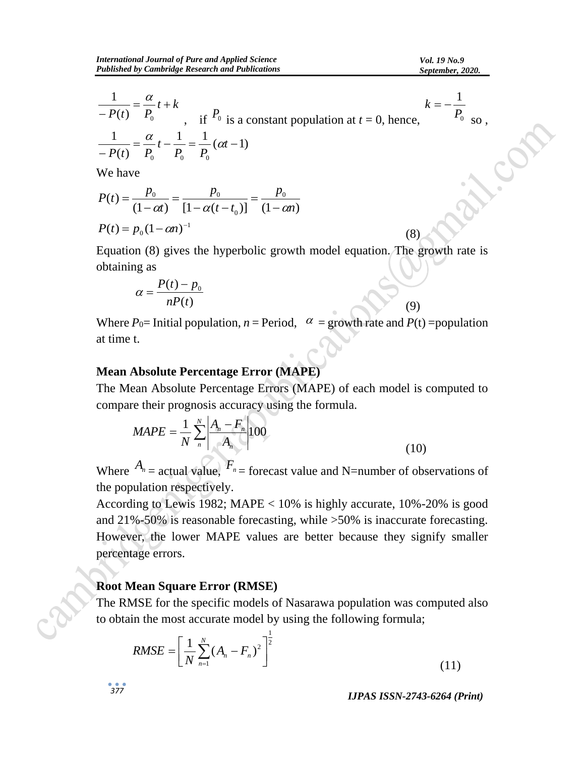$$\frac{1}{-P(t)} = \frac{\alpha}{P_0}t + k \quad , \quad \text{if } P_0 \text{ is a constant population at } t = 0 \text{, hence, } k = -\frac{1}{P_0} \text{ so ,}$$

$$\frac{1}{-P(t)} = \frac{\alpha}{P_0}t - \frac{1}{P_0} = \frac{1}{P_0}(\alpha t - 1)$$

We have

$$P(t) = \frac{p_0}{(1-\alpha t)} = \frac{p_0}{[1-\alpha(t-t_0)]} = \frac{p_0}{(1-\alpha n)}$$

$$P(t) = p_0(1-\alpha n)^{-1} \tag{8}$$

Equation (8) gives the hyperbolic growth model equation. The growth rate is obtaining as

$$\alpha = \frac{P(t) - p_0}{nP(t)} \tag{9}$$

Where $P_0$= Initial population, $n$ = Period, $\alpha$ = growth rate and $P$(t) =population at time t.

## Mean Absolute Percentage Error (MAPE)

The Mean Absolute Percentage Errors (MAPE) of each model is computed to compare their prognosis accuracy using the formula.

$$MAPE = \frac{1}{N}\sum_{n}^{N}\left|\frac{A_n - F_n}{A_n}\right|100 \tag{10}$$

Where $A_n$ = actual value, $F_n$ = forecast value and N=number of observations of the population respectively.

According to Lewis 1982; MAPE < 10% is highly accurate, 10%-20% is good and 21%-50% is reasonable forecasting, while >50% is inaccurate forecasting. However, the lower MAPE values are better because they signify smaller percentage errors.

## Root Mean Square Error (RMSE)

The RMSE for the specific models of Nasarawa population was computed also to obtain the most accurate model by using the following formula;

$$RMSE = \left[\frac{1}{N}\sum_{n=1}^{N}(A_n - F_n)^2\right]^{\frac{1}{2}} \tag{11}$$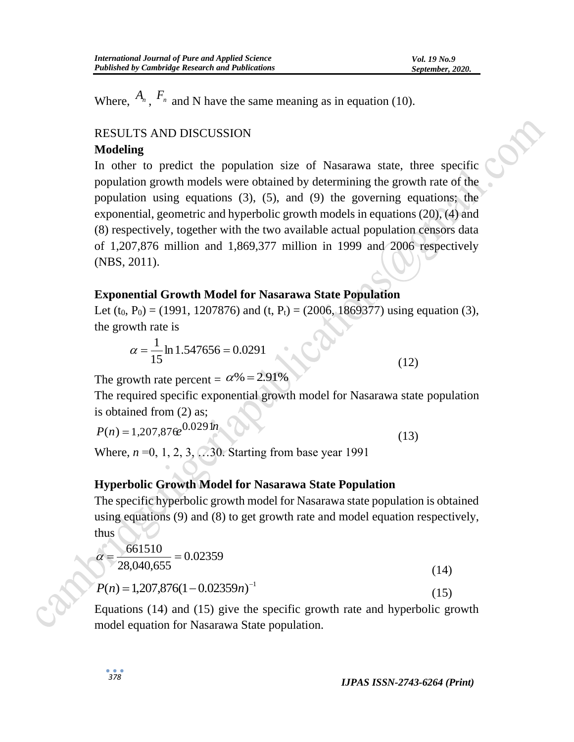Where, $A_n$, $F_n$ and N have the same meaning as in equation (10).

RESULTS AND DISCUSSION

**Modeling**

In other to predict the population size of Nasarawa state, three specific population growth models were obtained by determining the growth rate of the population using equations (3), (5), and (9) the governing equations; the exponential, geometric and hyperbolic growth models in equations (20), (4) and (8) respectively, together with the two available actual population censors data of 1,207,876 million and 1,869,377 million in 1999 and 2006 respectively (NBS, 2011).

**Exponential Growth Model for Nasarawa State Population**

Let ($t_0$, $P_0$) = (1991, 1207876) and (t, $P_t$) = (2006, 1869377) using equation (3), the growth rate is

$$\alpha = \frac{1}{15}\ln 1.547656 = 0.0291 \tag{12}$$

The growth rate percent = $\alpha\% = 2.91\%$

The required specific exponential growth model for Nasarawa state population is obtained from (2) as;

$$P(n) = 1,207,876e^{0.0291n} \tag{13}$$

Where, $n$ =0, 1, 2, 3, …30. Starting from base year 1991

**Hyperbolic Growth Model for Nasarawa State Population**

The specific hyperbolic growth model for Nasarawa state population is obtained using equations (9) and (8) to get growth rate and model equation respectively, thus

$$\alpha = \frac{661510}{28,040,655} = 0.02359 \tag{14}$$

$$P(n) = 1,207,876(1 - 0.02359n)^{-1} \tag{15}$$

Equations (14) and (15) give the specific growth rate and hyperbolic growth model equation for Nasarawa State population.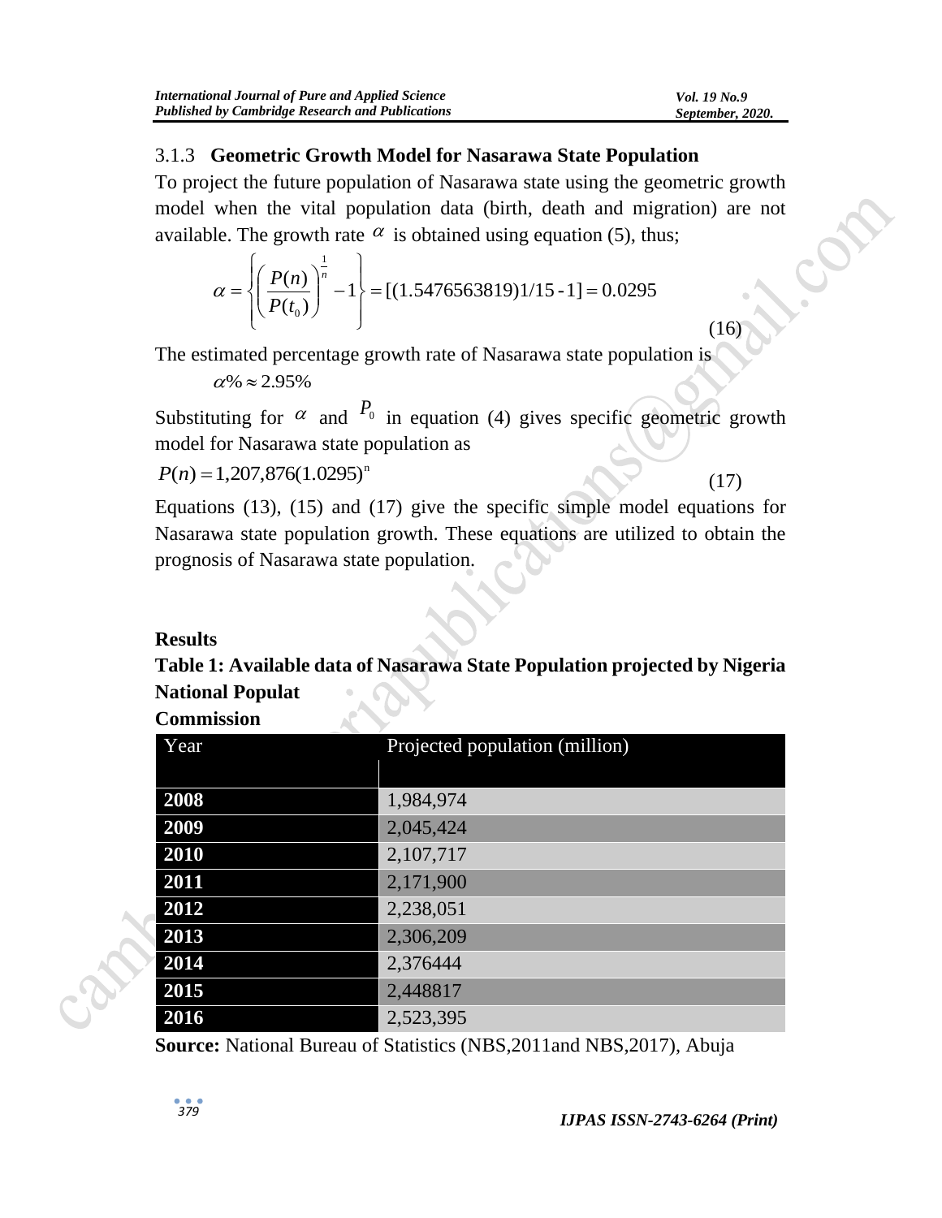### 3.1.3 Geometric Growth Model for Nasarawa State Population

To project the future population of Nasarawa state using the geometric growth model when the vital population data (birth, death and migration) are not available. The growth rate $\alpha$ is obtained using equation (5), thus;

$$\alpha = \left\{ \left( \frac{P(n)}{P(t_0)} \right)^{\frac{1}{n}} - 1 \right\} = [(1.5476563819)1/15 - 1] = 0.0295 \quad (16)$$

The estimated percentage growth rate of Nasarawa state population is

$\alpha\% \approx 2.95\%$

Substituting for $\alpha$ and $P_0$ in equation (4) gives specific geometric growth model for Nasarawa state population as

$$P(n) = 1{,}207{,}876(1.0295)^{n} \quad (17)$$

Equations (13), (15) and (17) give the specific simple model equations for Nasarawa state population growth. These equations are utilized to obtain the prognosis of Nasarawa state population.

## Results

**Table 1: Available data of Nasarawa State Population projected by Nigeria National Populat Commission**

| Year | Projected population (million) |
|---|---|
| **2008** | 1,984,974 |
| **2009** | 2,045,424 |
| **2010** | 2,107,717 |
| **2011** | 2,171,900 |
| **2012** | 2,238,051 |
| **2013** | 2,306,209 |
| **2014** | 2,376444 |
| **2015** | 2,448817 |
| **2016** | 2,523,395 |

**Source:** National Bureau of Statistics (NBS,2011and NBS,2017), Abuja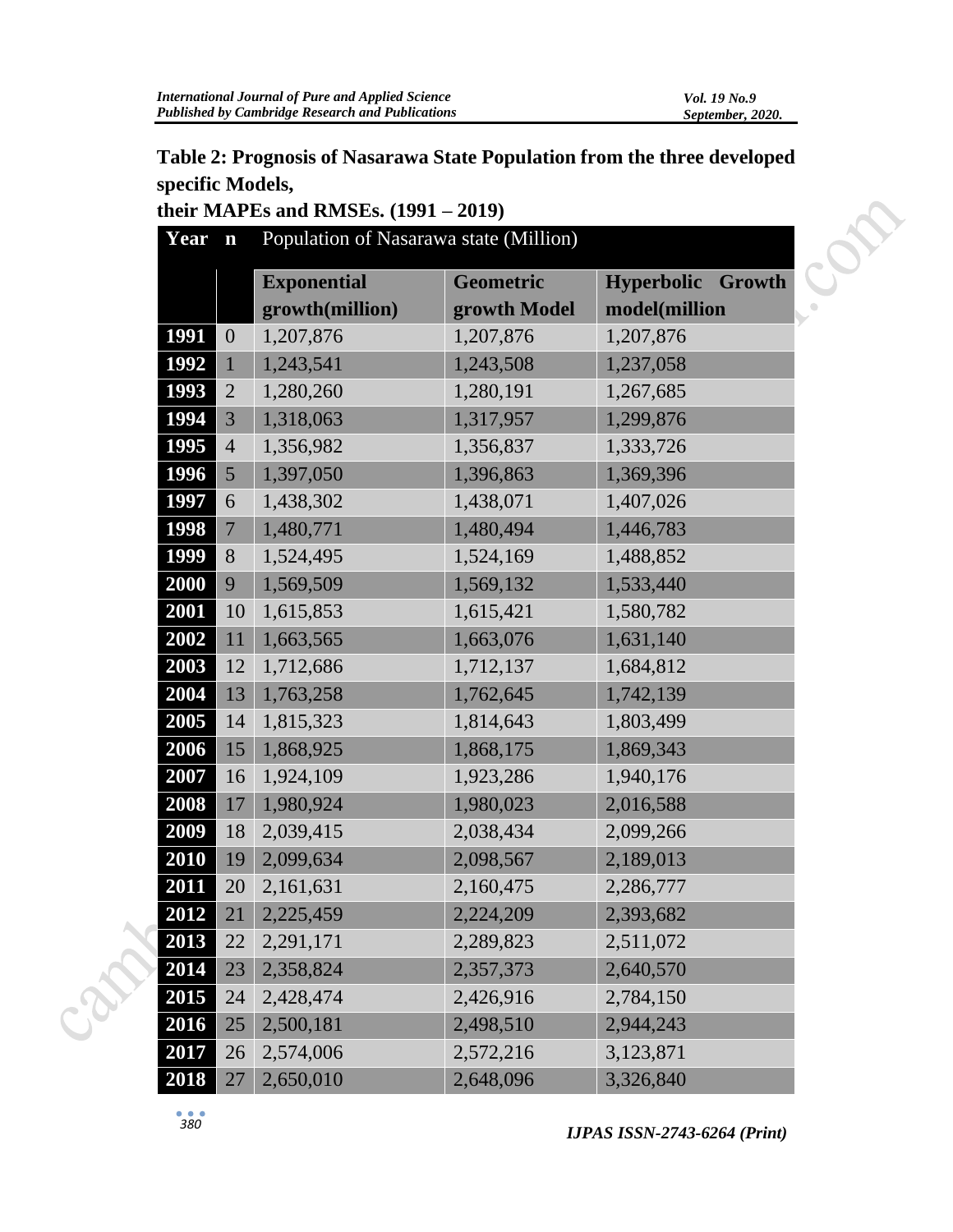**Table 2: Prognosis of Nasarawa State Population from the three developed specific Models, their MAPEs and RMSEs. (1991 – 2019)**

| Year | n | Population of Nasarawa state (Million) | | |
|---|---|---|---|---|
| | | **Exponential growth(million)** | **Geometric growth Model** | **Hyperbolic Growth model(million** |
| **1991** | 0 | 1,207,876 | 1,207,876 | 1,207,876 |
| **1992** | 1 | 1,243,541 | 1,243,508 | 1,237,058 |
| **1993** | 2 | 1,280,260 | 1,280,191 | 1,267,685 |
| **1994** | 3 | 1,318,063 | 1,317,957 | 1,299,876 |
| **1995** | 4 | 1,356,982 | 1,356,837 | 1,333,726 |
| **1996** | 5 | 1,397,050 | 1,396,863 | 1,369,396 |
| **1997** | 6 | 1,438,302 | 1,438,071 | 1,407,026 |
| **1998** | 7 | 1,480,771 | 1,480,494 | 1,446,783 |
| **1999** | 8 | 1,524,495 | 1,524,169 | 1,488,852 |
| **2000** | 9 | 1,569,509 | 1,569,132 | 1,533,440 |
| **2001** | 10 | 1,615,853 | 1,615,421 | 1,580,782 |
| **2002** | 11 | 1,663,565 | 1,663,076 | 1,631,140 |
| **2003** | 12 | 1,712,686 | 1,712,137 | 1,684,812 |
| **2004** | 13 | 1,763,258 | 1,762,645 | 1,742,139 |
| **2005** | 14 | 1,815,323 | 1,814,643 | 1,803,499 |
| **2006** | 15 | 1,868,925 | 1,868,175 | 1,869,343 |
| **2007** | 16 | 1,924,109 | 1,923,286 | 1,940,176 |
| **2008** | 17 | 1,980,924 | 1,980,023 | 2,016,588 |
| **2009** | 18 | 2,039,415 | 2,038,434 | 2,099,266 |
| **2010** | 19 | 2,099,634 | 2,098,567 | 2,189,013 |
| **2011** | 20 | 2,161,631 | 2,160,475 | 2,286,777 |
| **2012** | 21 | 2,225,459 | 2,224,209 | 2,393,682 |
| **2013** | 22 | 2,291,171 | 2,289,823 | 2,511,072 |
| **2014** | 23 | 2,358,824 | 2,357,373 | 2,640,570 |
| **2015** | 24 | 2,428,474 | 2,426,916 | 2,784,150 |
| **2016** | 25 | 2,500,181 | 2,498,510 | 2,944,243 |
| **2017** | 26 | 2,574,006 | 2,572,216 | 3,123,871 |
| **2018** | 27 | 2,650,010 | 2,648,096 | 3,326,840 |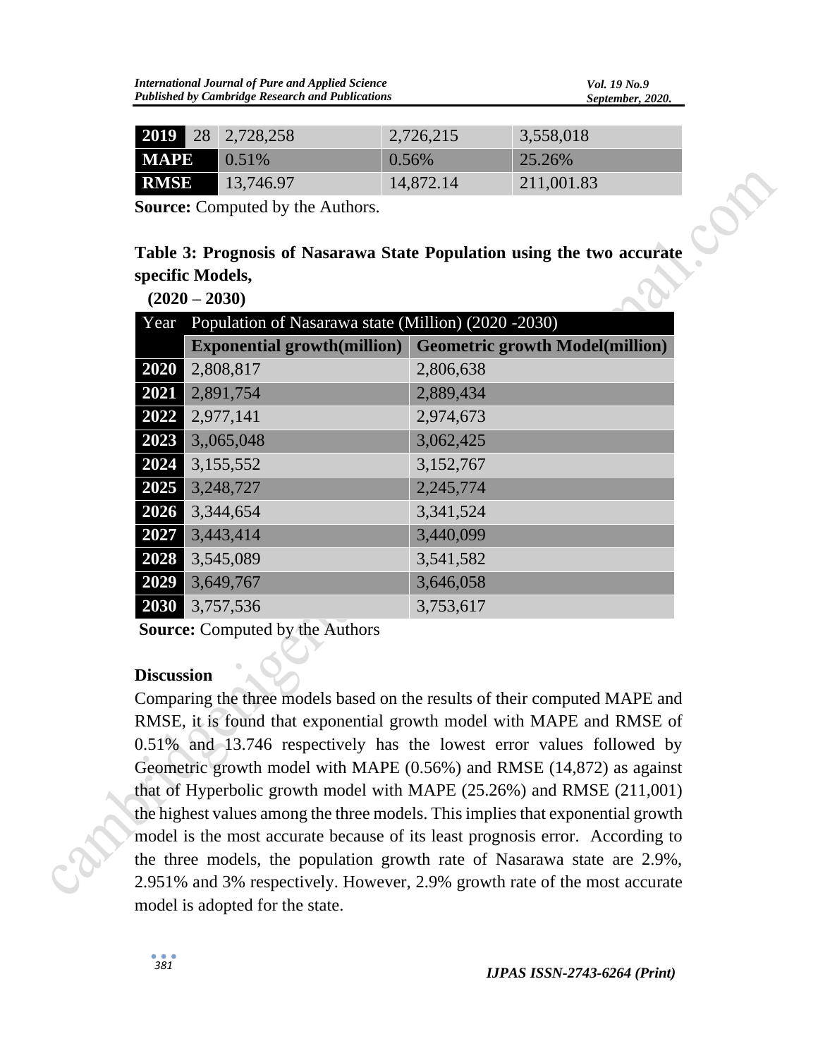| 2019 | 28 | 2,728,258 | 2,726,215 | 3,558,018 |
|---|---|---|---|---|
| MAPE | | 0.51% | 0.56% | 25.26% |
| RMSE | | 13,746.97 | 14,872.14 | 211,001.83 |

**Source:** Computed by the Authors.

**Table 3: Prognosis of Nasarawa State Population using the two accurate specific Models, (2020 – 2030)**

| Year | Population of Nasarawa state (Million) (2020 -2030) | |
|---|---|---|
| | **Exponential growth(million)** | **Geometric growth Model(million)** |
| **2020** | 2,808,817 | 2,806,638 |
| **2021** | 2,891,754 | 2,889,434 |
| **2022** | 2,977,141 | 2,974,673 |
| **2023** | 3,,065,048 | 3,062,425 |
| **2024** | 3,155,552 | 3,152,767 |
| **2025** | 3,248,727 | 2,245,774 |
| **2026** | 3,344,654 | 3,341,524 |
| **2027** | 3,443,414 | 3,440,099 |
| **2028** | 3,545,089 | 3,541,582 |
| **2029** | 3,649,767 | 3,646,058 |
| **2030** | 3,757,536 | 3,753,617 |

**Source:** Computed by the Authors

### Discussion

Comparing the three models based on the results of their computed MAPE and RMSE, it is found that exponential growth model with MAPE and RMSE of 0.51% and 13.746 respectively has the lowest error values followed by Geometric growth model with MAPE (0.56%) and RMSE (14,872) as against that of Hyperbolic growth model with MAPE (25.26%) and RMSE (211,001) the highest values among the three models. This implies that exponential growth model is the most accurate because of its least prognosis error. According to the three models, the population growth rate of Nasarawa state are 2.9%, 2.951% and 3% respectively. However, 2.9% growth rate of the most accurate model is adopted for the state.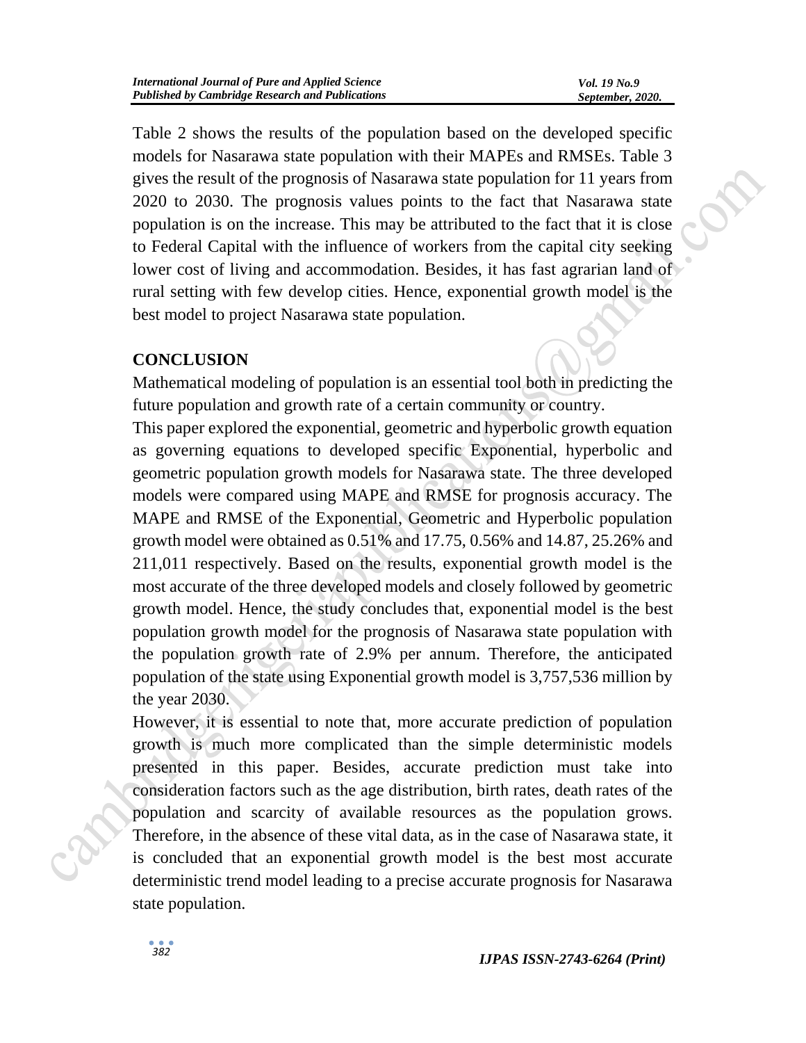Table 2 shows the results of the population based on the developed specific models for Nasarawa state population with their MAPEs and RMSEs. Table 3 gives the result of the prognosis of Nasarawa state population for 11 years from 2020 to 2030. The prognosis values points to the fact that Nasarawa state population is on the increase. This may be attributed to the fact that it is close to Federal Capital with the influence of workers from the capital city seeking lower cost of living and accommodation. Besides, it has fast agrarian land of rural setting with few develop cities. Hence, exponential growth model is the best model to project Nasarawa state population.

## CONCLUSION

Mathematical modeling of population is an essential tool both in predicting the future population and growth rate of a certain community or country.

This paper explored the exponential, geometric and hyperbolic growth equation as governing equations to developed specific Exponential, hyperbolic and geometric population growth models for Nasarawa state. The three developed models were compared using MAPE and RMSE for prognosis accuracy. The MAPE and RMSE of the Exponential, Geometric and Hyperbolic population growth model were obtained as 0.51% and 17.75, 0.56% and 14.87, 25.26% and 211,011 respectively. Based on the results, exponential growth model is the most accurate of the three developed models and closely followed by geometric growth model. Hence, the study concludes that, exponential model is the best population growth model for the prognosis of Nasarawa state population with the population growth rate of 2.9% per annum. Therefore, the anticipated population of the state using Exponential growth model is 3,757,536 million by the year 2030.

However, it is essential to note that, more accurate prediction of population growth is much more complicated than the simple deterministic models presented in this paper. Besides, accurate prediction must take into consideration factors such as the age distribution, birth rates, death rates of the population and scarcity of available resources as the population grows. Therefore, in the absence of these vital data, as in the case of Nasarawa state, it is concluded that an exponential growth model is the best most accurate deterministic trend model leading to a precise accurate prognosis for Nasarawa state population.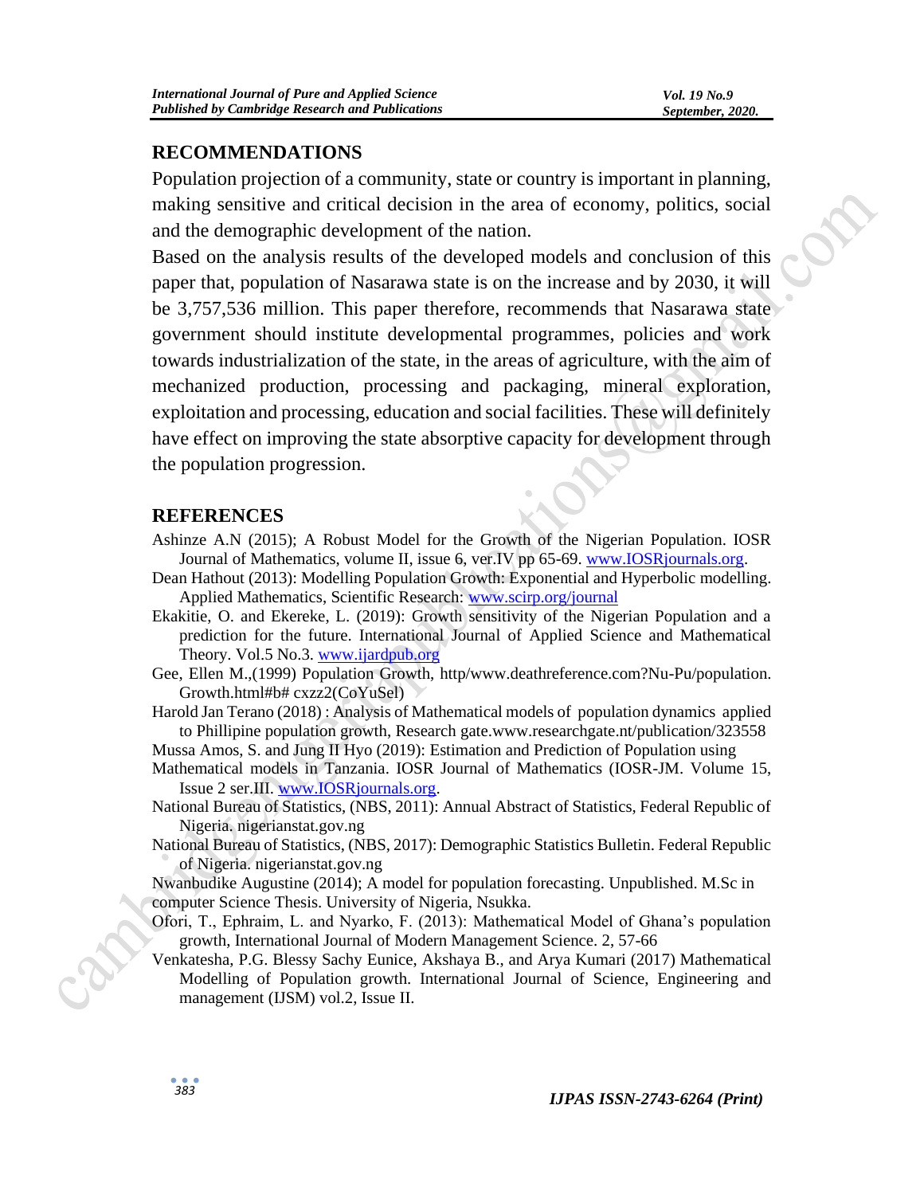## RECOMMENDATIONS

Population projection of a community, state or country is important in planning, making sensitive and critical decision in the area of economy, politics, social and the demographic development of the nation.

Based on the analysis results of the developed models and conclusion of this paper that, population of Nasarawa state is on the increase and by 2030, it will be 3,757,536 million. This paper therefore, recommends that Nasarawa state government should institute developmental programmes, policies and work towards industrialization of the state, in the areas of agriculture, with the aim of mechanized production, processing and packaging, mineral exploration, exploitation and processing, education and social facilities. These will definitely have effect on improving the state absorptive capacity for development through the population progression.

## REFERENCES

Ashinze A.N (2015); A Robust Model for the Growth of the Nigerian Population. IOSR Journal of Mathematics, volume II, issue 6, ver.IV pp 65-69. www.IOSRjournals.org.

Dean Hathout (2013): Modelling Population Growth: Exponential and Hyperbolic modelling. Applied Mathematics, Scientific Research: www.scirp.org/journal

Ekakitie, O. and Ekereke, L. (2019): Growth sensitivity of the Nigerian Population and a prediction for the future. International Journal of Applied Science and Mathematical Theory. Vol.5 No.3. www.ijardpub.org

Gee, Ellen M.,(1999) Population Growth, http/www.deathreference.com?Nu-Pu/population. Growth.html#b# cxzz2(CoYuSel)

Harold Jan Terano (2018) : Analysis of Mathematical models of population dynamics applied to Phillipine population growth, Research gate.www.researchgate.nt/publication/323558

Mussa Amos, S. and Jung II Hyo (2019): Estimation and Prediction of Population using Mathematical models in Tanzania. IOSR Journal of Mathematics (IOSR-JM. Volume 15, Issue 2 ser.III. www.IOSRjournals.org.

National Bureau of Statistics, (NBS, 2011): Annual Abstract of Statistics, Federal Republic of Nigeria. nigerianstat.gov.ng

National Bureau of Statistics, (NBS, 2017): Demographic Statistics Bulletin. Federal Republic of Nigeria. nigerianstat.gov.ng

Nwanbudike Augustine (2014); A model for population forecasting. Unpublished. M.Sc in computer Science Thesis. University of Nigeria, Nsukka.

Ofori, T., Ephraim, L. and Nyarko, F. (2013): Mathematical Model of Ghana's population growth, International Journal of Modern Management Science. 2, 57-66

Venkatesha, P.G. Blessy Sachy Eunice, Akshaya B., and Arya Kumari (2017) Mathematical Modelling of Population growth. International Journal of Science, Engineering and management (IJSM) vol.2, Issue II.